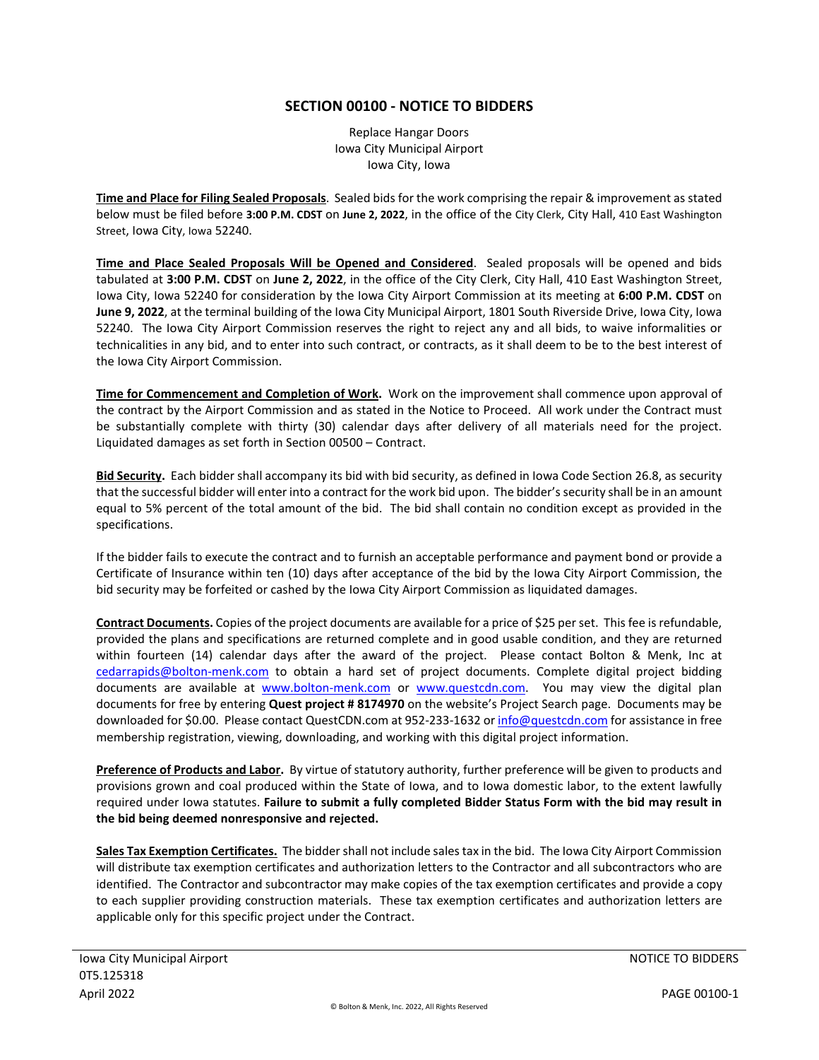# SECTION 00100 - NOTICE TO BIDDERS

Replace Hangar Doors
Iowa City Municipal Airport
Iowa City, Iowa

**Time and Place for Filing Sealed Proposals**. Sealed bids for the work comprising the repair & improvement as stated below must be filed before **3:00 P.M. CDST** on **June 2, 2022**, in the office of the City Clerk, City Hall, 410 East Washington Street, Iowa City, Iowa 52240.

**Time and Place Sealed Proposals Will be Opened and Considered**. Sealed proposals will be opened and bids tabulated at **3:00 P.M. CDST** on **June 2, 2022**, in the office of the City Clerk, City Hall, 410 East Washington Street, Iowa City, Iowa 52240 for consideration by the Iowa City Airport Commission at its meeting at **6:00 P.M. CDST** on **June 9, 2022**, at the terminal building of the Iowa City Municipal Airport, 1801 South Riverside Drive, Iowa City, Iowa 52240. The Iowa City Airport Commission reserves the right to reject any and all bids, to waive informalities or technicalities in any bid, and to enter into such contract, or contracts, as it shall deem to be to the best interest of the Iowa City Airport Commission.

**Time for Commencement and Completion of Work.** Work on the improvement shall commence upon approval of the contract by the Airport Commission and as stated in the Notice to Proceed. All work under the Contract must be substantially complete with thirty (30) calendar days after delivery of all materials need for the project. Liquidated damages as set forth in Section 00500 – Contract.

**Bid Security.** Each bidder shall accompany its bid with bid security, as defined in Iowa Code Section 26.8, as security that the successful bidder will enter into a contract for the work bid upon. The bidder's security shall be in an amount equal to 5% percent of the total amount of the bid. The bid shall contain no condition except as provided in the specifications.

If the bidder fails to execute the contract and to furnish an acceptable performance and payment bond or provide a Certificate of Insurance within ten (10) days after acceptance of the bid by the Iowa City Airport Commission, the bid security may be forfeited or cashed by the Iowa City Airport Commission as liquidated damages.

**Contract Documents.** Copies of the project documents are available for a price of $25 per set. This fee is refundable, provided the plans and specifications are returned complete and in good usable condition, and they are returned within fourteen (14) calendar days after the award of the project. Please contact Bolton & Menk, Inc at cedarrapids@bolton-menk.com to obtain a hard set of project documents. Complete digital project bidding documents are available at www.bolton-menk.com or www.questcdn.com. You may view the digital plan documents for free by entering **Quest project # 8174970** on the website's Project Search page. Documents may be downloaded for $0.00. Please contact QuestCDN.com at 952-233-1632 or info@questcdn.com for assistance in free membership registration, viewing, downloading, and working with this digital project information.

**Preference of Products and Labor.** By virtue of statutory authority, further preference will be given to products and provisions grown and coal produced within the State of Iowa, and to Iowa domestic labor, to the extent lawfully required under Iowa statutes. **Failure to submit a fully completed Bidder Status Form with the bid may result in the bid being deemed nonresponsive and rejected.**

**Sales Tax Exemption Certificates.** The bidder shall not include sales tax in the bid. The Iowa City Airport Commission will distribute tax exemption certificates and authorization letters to the Contractor and all subcontractors who are identified. The Contractor and subcontractor may make copies of the tax exemption certificates and provide a copy to each supplier providing construction materials. These tax exemption certificates and authorization letters are applicable only for this specific project under the Contract.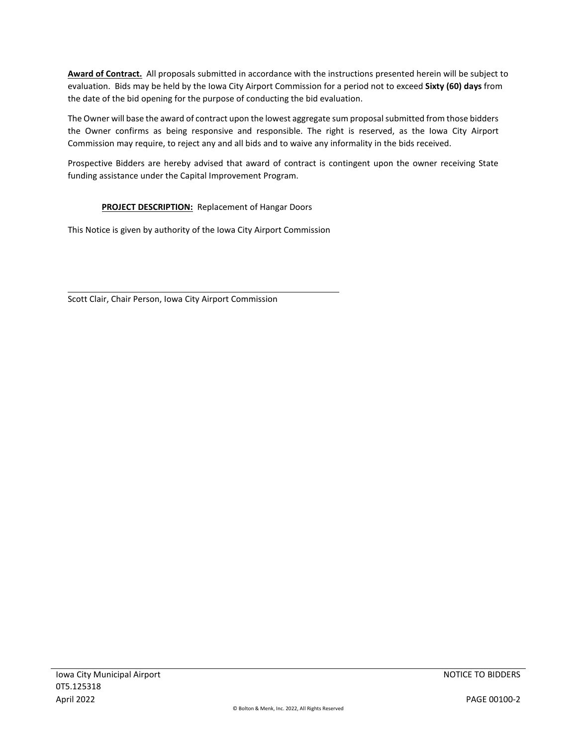**Award of Contract.** All proposals submitted in accordance with the instructions presented herein will be subject to evaluation. Bids may be held by the Iowa City Airport Commission for a period not to exceed **Sixty (60) days** from the date of the bid opening for the purpose of conducting the bid evaluation.

The Owner will base the award of contract upon the lowest aggregate sum proposal submitted from those bidders the Owner confirms as being responsive and responsible. The right is reserved, as the Iowa City Airport Commission may require, to reject any and all bids and to waive any informality in the bids received.

Prospective Bidders are hereby advised that award of contract is contingent upon the owner receiving State funding assistance under the Capital Improvement Program.

**PROJECT DESCRIPTION:** Replacement of Hangar Doors

This Notice is given by authority of the Iowa City Airport Commission

\_\_\_\_\_\_\_\_\_\_\_\_\_\_\_\_\_\_\_\_\_\_\_\_\_\_\_\_\_\_\_\_\_\_\_\_\_\_\_\_\_\_\_\_

Scott Clair, Chair Person, Iowa City Airport Commission